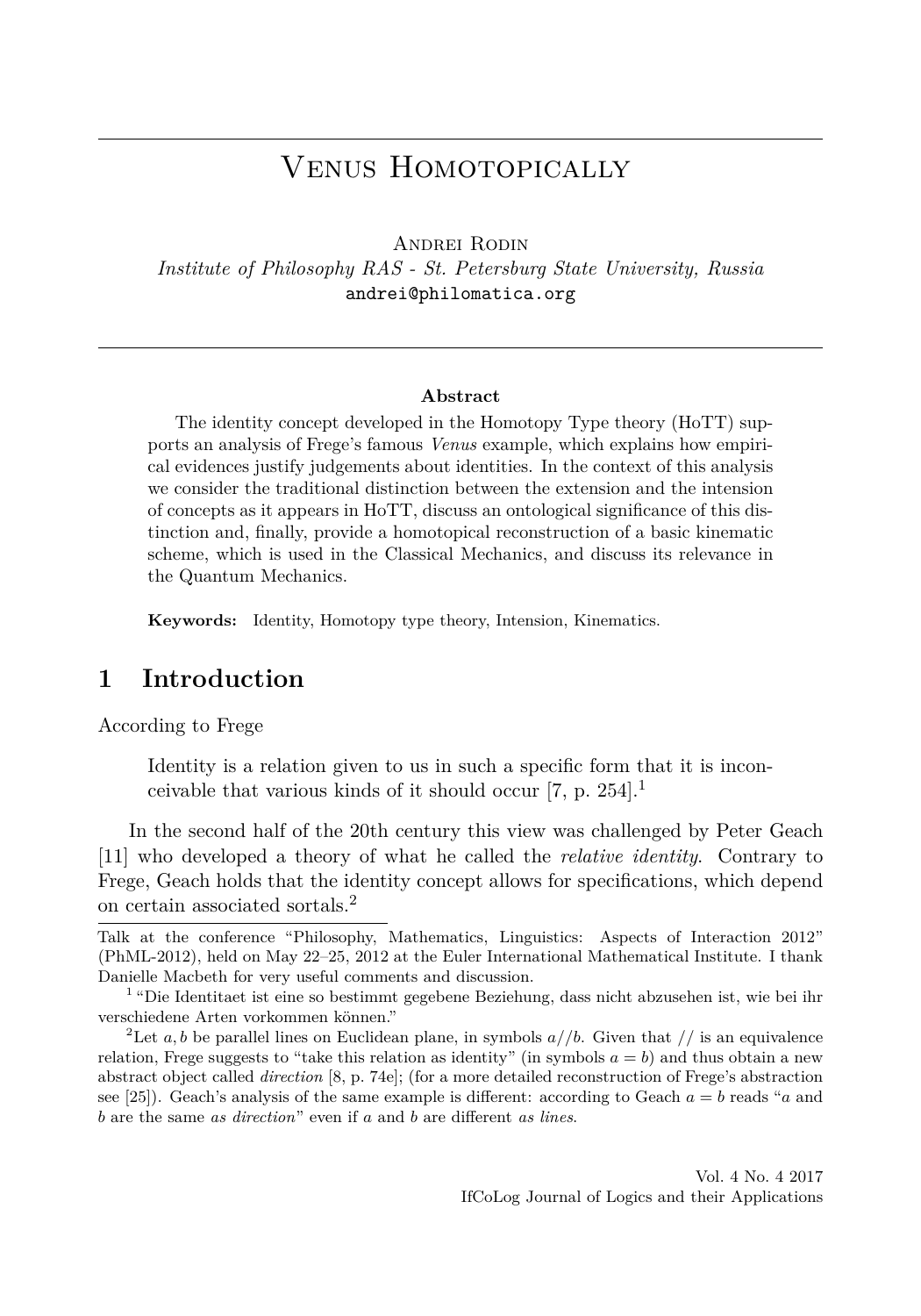# Venus Homotopically

Andrei Rodin

*Institute of Philosophy RAS - St. Petersburg State University, Russia*

andrei@philomatica.org

**Abstract**

The identity concept developed in the Homotopy Type theory (HoTT) supports an analysis of Frege's famous *Venus* example, which explains how empirical evidences justify judgements about identities. In the context of this analysis we consider the traditional distinction between the extension and the intension of concepts as it appears in HoTT, discuss an ontological significance of this distinction and, finally, provide a homotopical reconstruction of a basic kinematic scheme, which is used in the Classical Mechanics, and discuss its relevance in the Quantum Mechanics.

**Keywords:** Identity, Homotopy type theory, Intension, Kinematics.

## 1 Introduction

According to Frege

> Identity is a relation given to us in such a specific form that it is inconceivable that various kinds of it should occur [7, p. 254].[1]

In the second half of the 20th century this view was challenged by Peter Geach [11] who developed a theory of what he called the *relative identity*. Contrary to Frege, Geach holds that the identity concept allows for specifications, which depend on certain associated sortals.[2]

---

Talk at the conference "Philosophy, Mathematics, Linguistics: Aspects of Interaction 2012" (PhML-2012), held on May 22–25, 2012 at the Euler International Mathematical Institute. I thank Danielle Macbeth for very useful comments and discussion.

[1] "Die Identitaet ist eine so bestimmt gegebene Beziehung, dass nicht abzusehen ist, wie bei ihr verschiedene Arten vorkommen können."

[2] Let $a, b$ be parallel lines on Euclidean plane, in symbols $a//b$. Given that $//$ is an equivalence relation, Frege suggests to "take this relation as identity" (in symbols $a = b$) and thus obtain a new abstract object called *direction* [8, p. 74e]; (for a more detailed reconstruction of Frege's abstraction see [25]). Geach's analysis of the same example is different: according to Geach $a = b$ reads "$a$ and $b$ are the same *as direction*" even if $a$ and $b$ are different *as lines*.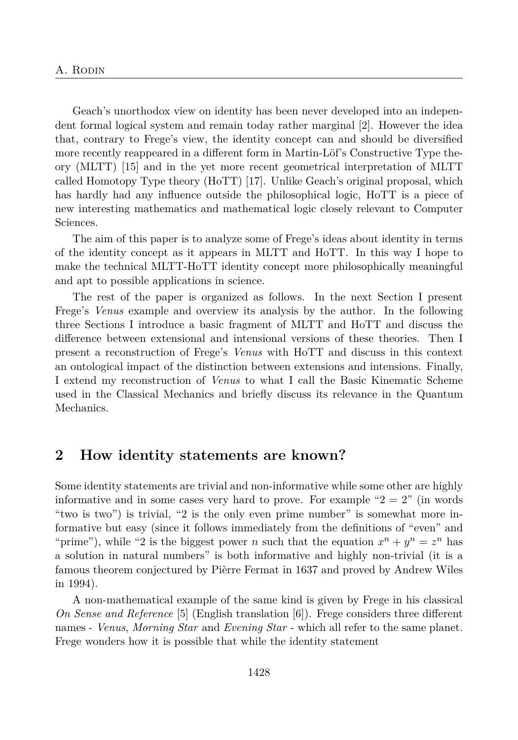Geach's unorthodox view on identity has been never developed into an independent formal logical system and remain today rather marginal [2]. However the idea that, contrary to Frege's view, the identity concept can and should be diversified more recently reappeared in a different form in Martin-Löf's Constructive Type theory (MLTT) [15] and in the yet more recent geometrical interpretation of MLTT called Homotopy Type theory (HoTT) [17]. Unlike Geach's original proposal, which has hardly had any influence outside the philosophical logic, HoTT is a piece of new interesting mathematics and mathematical logic closely relevant to Computer Sciences.

The aim of this paper is to analyze some of Frege's ideas about identity in terms of the identity concept as it appears in MLTT and HoTT. In this way I hope to make the technical MLTT-HoTT identity concept more philosophically meaningful and apt to possible applications in science.

The rest of the paper is organized as follows. In the next Section I present Frege's *Venus* example and overview its analysis by the author. In the following three Sections I introduce a basic fragment of MLTT and HoTT and discuss the difference between extensional and intensional versions of these theories. Then I present a reconstruction of Frege's *Venus* with HoTT and discuss in this context an ontological impact of the distinction between extensions and intensions. Finally, I extend my reconstruction of *Venus* to what I call the Basic Kinematic Scheme used in the Classical Mechanics and briefly discuss its relevance in the Quantum Mechanics.

## 2 How identity statements are known?

Some identity statements are trivial and non-informative while some other are highly informative and in some cases very hard to prove. For example "$2 = 2$" (in words "two is two") is trivial, "2 is the only even prime number" is somewhat more informative but easy (since it follows immediately from the definitions of "even" and "prime"), while "2 is the biggest power $n$ such that the equation $x^n + y^n = z^n$ has a solution in natural numbers" is both informative and highly non-trivial (it is a famous theorem conjectured by Pièrre Fermat in 1637 and proved by Andrew Wiles in 1994).

A non-mathematical example of the same kind is given by Frege in his classical *On Sense and Reference* [5] (English translation [6]). Frege considers three different names - *Venus*, *Morning Star* and *Evening Star* - which all refer to the same planet. Frege wonders how it is possible that while the identity statement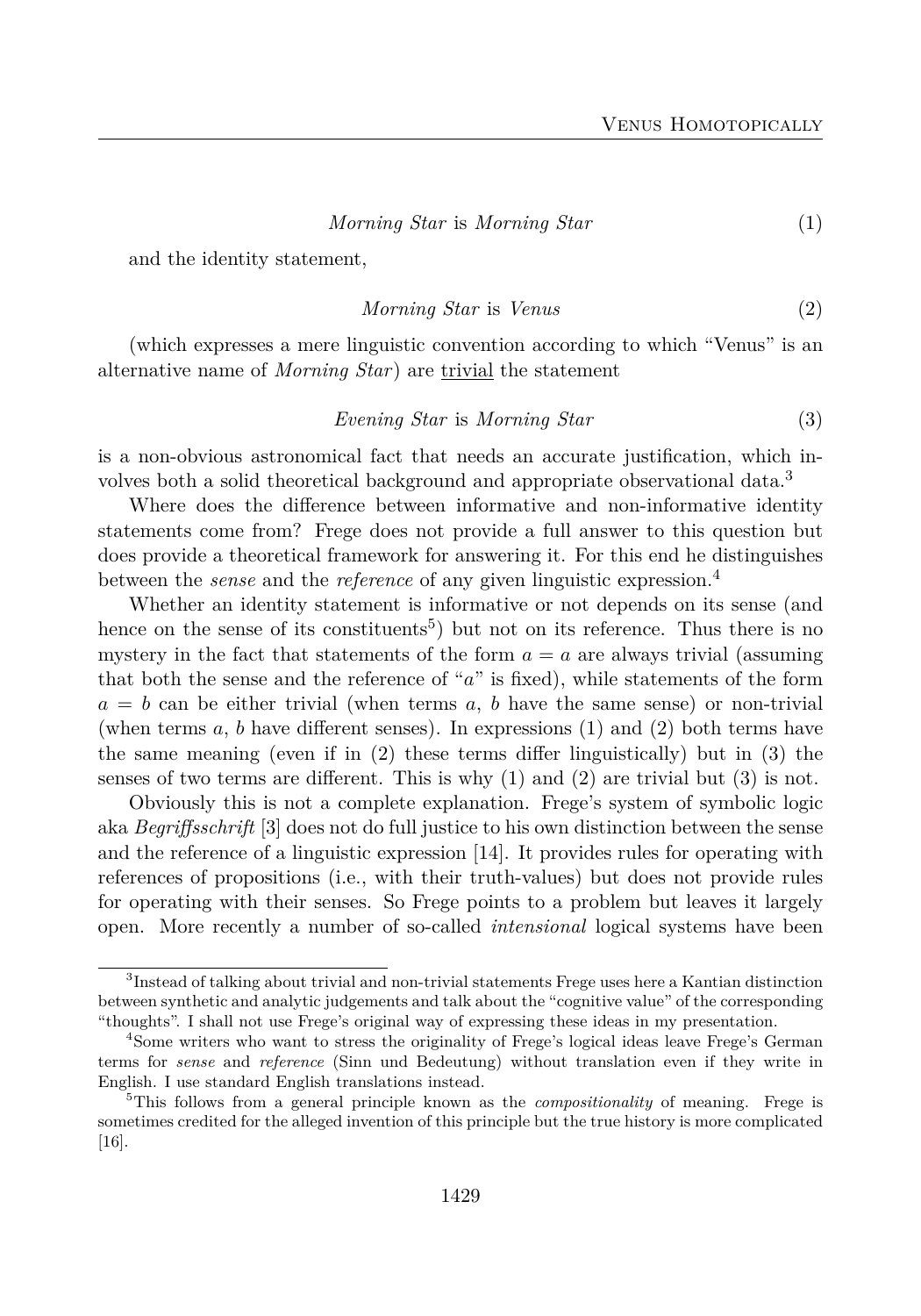$$\textit{Morning Star} \text{ is } \textit{Morning Star} \tag{1}$$

and the identity statement,

$$\textit{Morning Star} \text{ is } \textit{Venus} \tag{2}$$

(which expresses a mere linguistic convention according to which "Venus" is an alternative name of *Morning Star*) are <u>trivial</u> the statement

$$\textit{Evening Star} \text{ is } \textit{Morning Star} \tag{3}$$

is a non-obvious astronomical fact that needs an accurate justification, which involves both a solid theoretical background and appropriate observational data.[3]

Where does the difference between informative and non-informative identity statements come from? Frege does not provide a full answer to this question but does provide a theoretical framework for answering it. For this end he distinguishes between the *sense* and the *reference* of any given linguistic expression.[4]

Whether an identity statement is informative or not depends on its sense (and hence on the sense of its constituents[5]) but not on its reference. Thus there is no mystery in the fact that statements of the form $a = a$ are always trivial (assuming that both the sense and the reference of "$a$" is fixed), while statements of the form $a = b$ can be either trivial (when terms $a$, $b$ have the same sense) or non-trivial (when terms $a$, $b$ have different senses). In expressions (1) and (2) both terms have the same meaning (even if in (2) these terms differ linguistically) but in (3) the senses of two terms are different. This is why (1) and (2) are trivial but (3) is not.

Obviously this is not a complete explanation. Frege's system of symbolic logic aka *Begriffsschrift* [3] does not do full justice to his own distinction between the sense and the reference of a linguistic expression [14]. It provides rules for operating with references of propositions (i.e., with their truth-values) but does not provide rules for operating with their senses. So Frege points to a problem but leaves it largely open. More recently a number of so-called *intensional* logical systems have been

---

[3] Instead of talking about trivial and non-trivial statements Frege uses here a Kantian distinction between synthetic and analytic judgements and talk about the "cognitive value" of the corresponding "thoughts". I shall not use Frege's original way of expressing these ideas in my presentation.

[4] Some writers who want to stress the originality of Frege's logical ideas leave Frege's German terms for *sense* and *reference* (Sinn und Bedeutung) without translation even if they write in English. I use standard English translations instead.

[5] This follows from a general principle known as the *compositionality* of meaning. Frege is sometimes credited for the alleged invention of this principle but the true history is more complicated [16].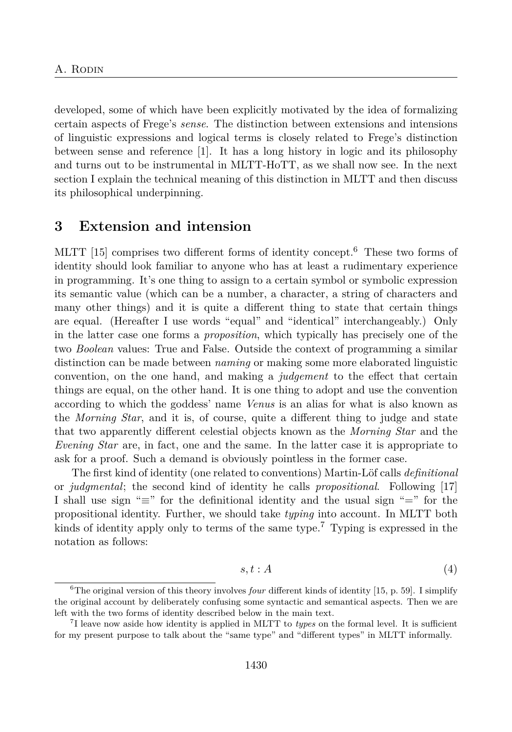developed, some of which have been explicitly motivated by the idea of formalizing certain aspects of Frege's *sense*. The distinction between extensions and intensions of linguistic expressions and logical terms is closely related to Frege's distinction between sense and reference [1]. It has a long history in logic and its philosophy and turns out to be instrumental in MLTT-HoTT, as we shall now see. In the next section I explain the technical meaning of this distinction in MLTT and then discuss its philosophical underpinning.

## 3 Extension and intension

MLTT [15] comprises two different forms of identity concept.[6] These two forms of identity should look familiar to anyone who has at least a rudimentary experience in programming. It's one thing to assign to a certain symbol or symbolic expression its semantic value (which can be a number, a character, a string of characters and many other things) and it is quite a different thing to state that certain things are equal. (Hereafter I use words "equal" and "identical" interchangeably.) Only in the latter case one forms a *proposition*, which typically has precisely one of the two *Boolean* values: True and False. Outside the context of programming a similar distinction can be made between *naming* or making some more elaborated linguistic convention, on the one hand, and making a *judgement* to the effect that certain things are equal, on the other hand. It is one thing to adopt and use the convention according to which the goddess' name *Venus* is an alias for what is also known as the *Morning Star*, and it is, of course, quite a different thing to judge and state that two apparently different celestial objects known as the *Morning Star* and the *Evening Star* are, in fact, one and the same. In the latter case it is appropriate to ask for a proof. Such a demand is obviously pointless in the former case.

The first kind of identity (one related to conventions) Martin-Löf calls *definitional* or *judgmental*; the second kind of identity he calls *propositional*. Following [17] I shall use sign "$\equiv$" for the definitional identity and the usual sign "$=$" for the propositional identity. Further, we should take *typing* into account. In MLTT both kinds of identity apply only to terms of the same type.[7] Typing is expressed in the notation as follows:

$$s, t : A \tag{4}$$

[6] The original version of this theory involves *four* different kinds of identity [15, p. 59]. I simplify the original account by deliberately confusing some syntactic and semantical aspects. Then we are left with the two forms of identity described below in the main text.

[7] I leave now aside how identity is applied in MLTT to *types* on the formal level. It is sufficient for my present purpose to talk about the "same type" and "different types" in MLTT informally.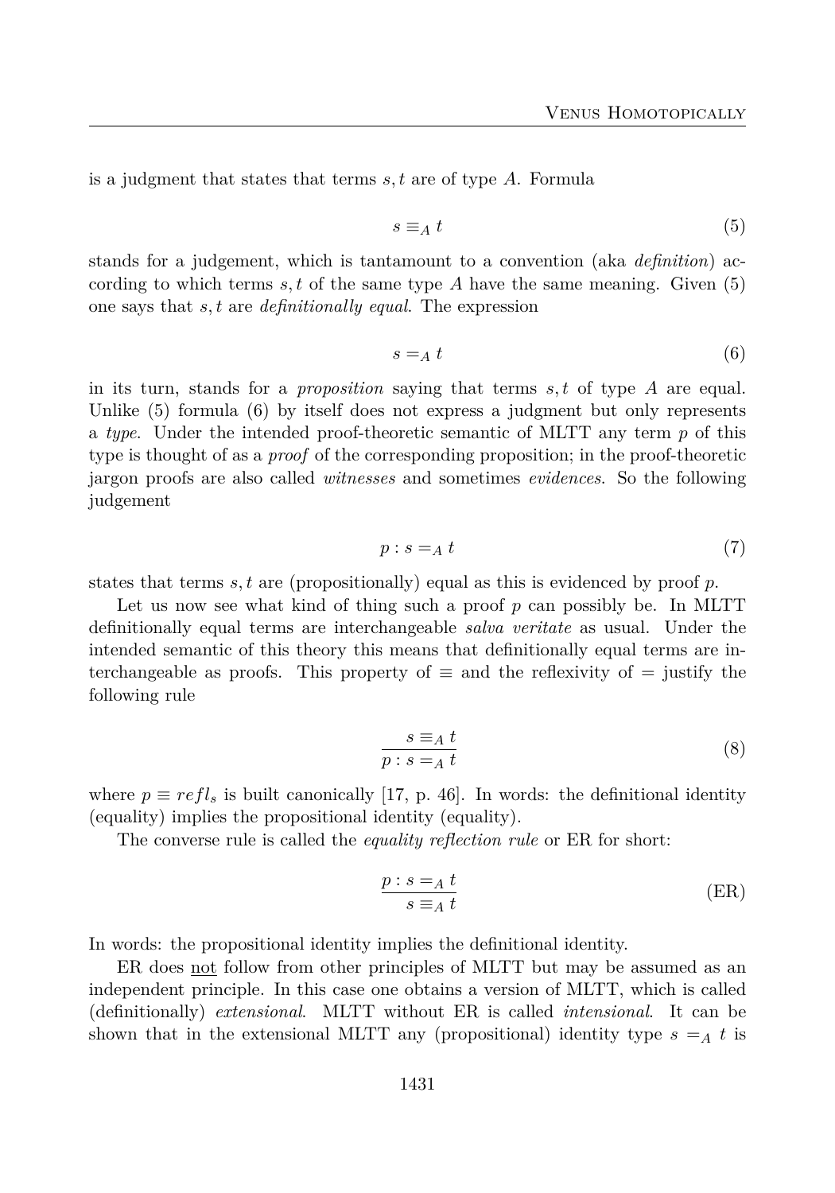is a judgment that states that terms $s, t$ are of type $A$. Formula

$$s \equiv_A t \tag{5}$$

stands for a judgement, which is tantamount to a convention (aka *definition*) according to which terms $s, t$ of the same type $A$ have the same meaning. Given (5) one says that $s, t$ are *definitionally equal*. The expression

$$s =_A t \tag{6}$$

in its turn, stands for a *proposition* saying that terms $s, t$ of type $A$ are equal. Unlike (5) formula (6) by itself does not express a judgment but only represents a *type*. Under the intended proof-theoretic semantic of MLTT any term $p$ of this type is thought of as a *proof* of the corresponding proposition; in the proof-theoretic jargon proofs are also called *witnesses* and sometimes *evidences*. So the following judgement

$$p : s =_A t \tag{7}$$

states that terms $s, t$ are (propositionally) equal as this is evidenced by proof $p$.

Let us now see what kind of thing such a proof $p$ can possibly be. In MLTT definitionally equal terms are interchangeable *salva veritate* as usual. Under the intended semantic of this theory this means that definitionally equal terms are interchangeable as proofs. This property of $\equiv$ and the reflexivity of $=$ justify the following rule

$$\frac{s \equiv_A t}{p : s =_A t} \tag{8}$$

where $p \equiv refl_s$ is built canonically [17, p. 46]. In words: the definitional identity (equality) implies the propositional identity (equality).

The converse rule is called the *equality reflection rule* or ER for short:

$$\frac{p : s =_A t}{s \equiv_A t} \tag{ER}$$

In words: the propositional identity implies the definitional identity.

ER does <u>not</u> follow from other principles of MLTT but may be assumed as an independent principle. In this case one obtains a version of MLTT, which is called (definitionally) *extensional*. MLTT without ER is called *intensional*. It can be shown that in the extensional MLTT any (propositional) identity type $s =_A t$ is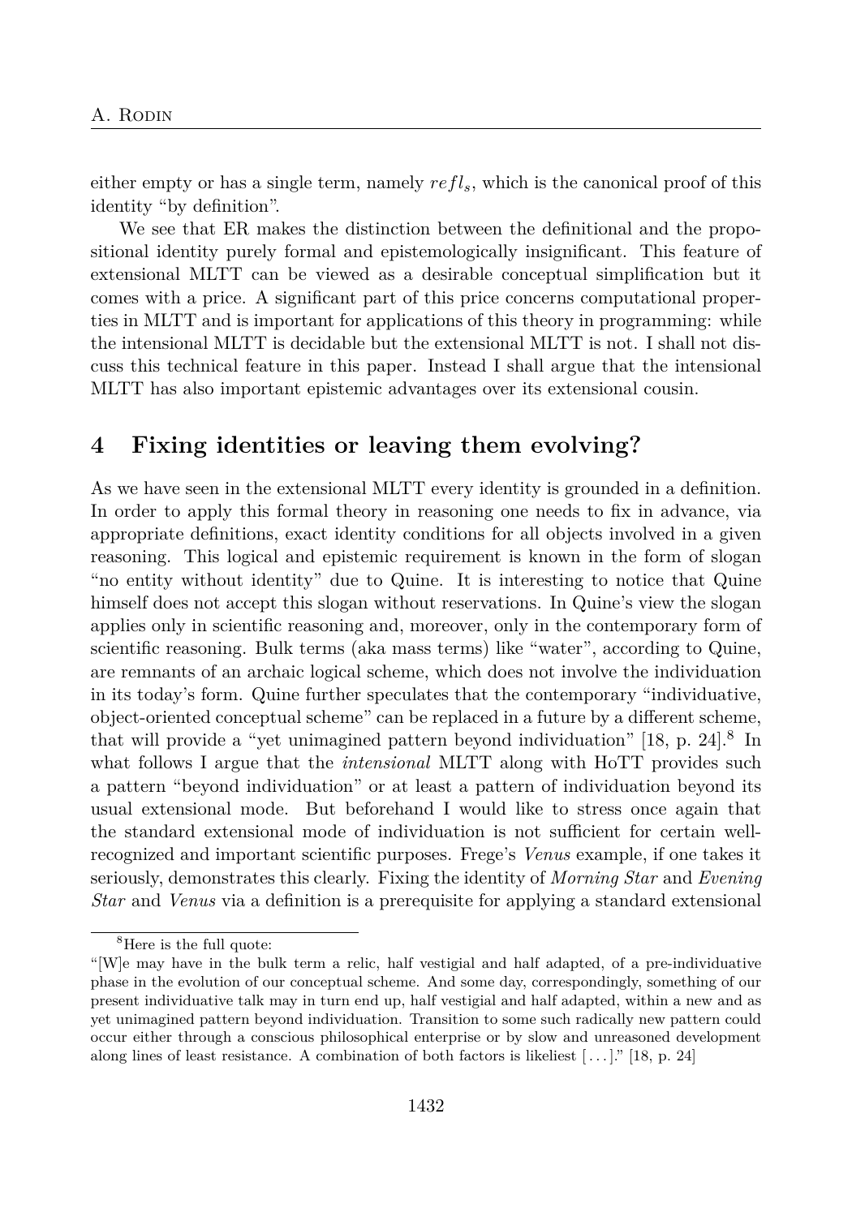either empty or has a single term, namely $refl_s$, which is the canonical proof of this identity "by definition".

We see that ER makes the distinction between the definitional and the propositional identity purely formal and epistemologically insignificant. This feature of extensional MLTT can be viewed as a desirable conceptual simplification but it comes with a price. A significant part of this price concerns computational properties in MLTT and is important for applications of this theory in programming: while the intensional MLTT is decidable but the extensional MLTT is not. I shall not discuss this technical feature in this paper. Instead I shall argue that the intensional MLTT has also important epistemic advantages over its extensional cousin.

## 4 Fixing identities or leaving them evolving?

As we have seen in the extensional MLTT every identity is grounded in a definition. In order to apply this formal theory in reasoning one needs to fix in advance, via appropriate definitions, exact identity conditions for all objects involved in a given reasoning. This logical and epistemic requirement is known in the form of slogan "no entity without identity" due to Quine. It is interesting to notice that Quine himself does not accept this slogan without reservations. In Quine's view the slogan applies only in scientific reasoning and, moreover, only in the contemporary form of scientific reasoning. Bulk terms (aka mass terms) like "water", according to Quine, are remnants of an archaic logical scheme, which does not involve the individuation in its today's form. Quine further speculates that the contemporary "individuative, object-oriented conceptual scheme" can be replaced in a future by a different scheme, that will provide a "yet unimagined pattern beyond individuation" [18, p. 24].[8] In what follows I argue that the *intensional* MLTT along with HoTT provides such a pattern "beyond individuation" or at least a pattern of individuation beyond its usual extensional mode. But beforehand I would like to stress once again that the standard extensional mode of individuation is not sufficient for certain well-recognized and important scientific purposes. Frege's *Venus* example, if one takes it seriously, demonstrates this clearly. Fixing the identity of *Morning Star* and *Evening Star* and *Venus* via a definition is a prerequisite for applying a standard extensional

---

[8] Here is the full quote:

"[W]e may have in the bulk term a relic, half vestigial and half adapted, of a pre-individuative phase in the evolution of our conceptual scheme. And some day, correspondingly, something of our present individuative talk may in turn end up, half vestigial and half adapted, within a new and as yet unimagined pattern beyond individuation. Transition to some such radically new pattern could occur either through a conscious philosophical enterprise or by slow and unreasoned development along lines of least resistance. A combination of both factors is likeliest [...]." [18, p. 24]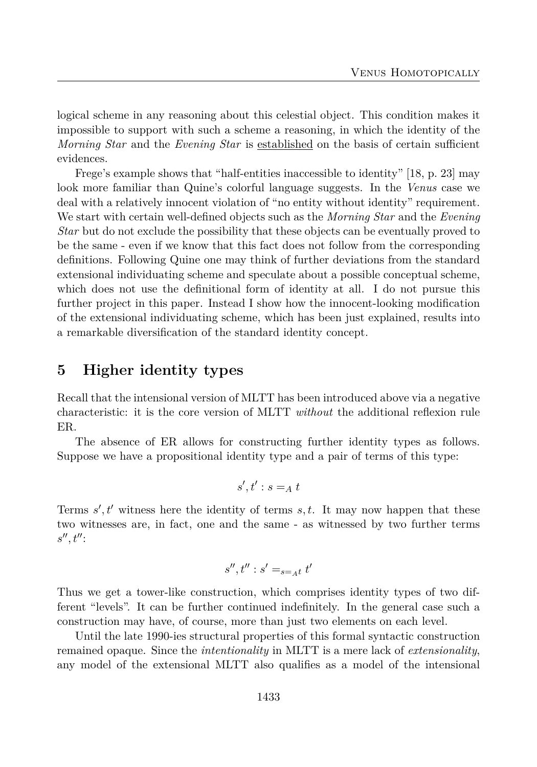logical scheme in any reasoning about this celestial object. This condition makes it impossible to support with such a scheme a reasoning, in which the identity of the *Morning Star* and the *Evening Star* is established on the basis of certain sufficient evidences.

Frege's example shows that "half-entities inaccessible to identity" [18, p. 23] may look more familiar than Quine's colorful language suggests. In the *Venus* case we deal with a relatively innocent violation of "no entity without identity" requirement. We start with certain well-defined objects such as the *Morning Star* and the *Evening Star* but do not exclude the possibility that these objects can be eventually proved to be the same - even if we know that this fact does not follow from the corresponding definitions. Following Quine one may think of further deviations from the standard extensional individuating scheme and speculate about a possible conceptual scheme, which does not use the definitional form of identity at all. I do not pursue this further project in this paper. Instead I show how the innocent-looking modification of the extensional individuating scheme, which has been just explained, results into a remarkable diversification of the standard identity concept.

## 5 Higher identity types

Recall that the intensional version of MLTT has been introduced above via a negative characteristic: it is the core version of MLTT *without* the additional reflexion rule ER.

The absence of ER allows for constructing further identity types as follows. Suppose we have a propositional identity type and a pair of terms of this type:

$$s', t' : s =_A t$$

Terms $s', t'$ witness here the identity of terms $s, t$. It may now happen that these two witnesses are, in fact, one and the same - as witnessed by two further terms $s'', t''$:

$$s'', t'' : s' =_{s=_A t} t'$$

Thus we get a tower-like construction, which comprises identity types of two different "levels". It can be further continued indefinitely. In the general case such a construction may have, of course, more than just two elements on each level.

Until the late 1990-ies structural properties of this formal syntactic construction remained opaque. Since the *intentionality* in MLTT is a mere lack of *extensionality*, any model of the extensional MLTT also qualifies as a model of the intensional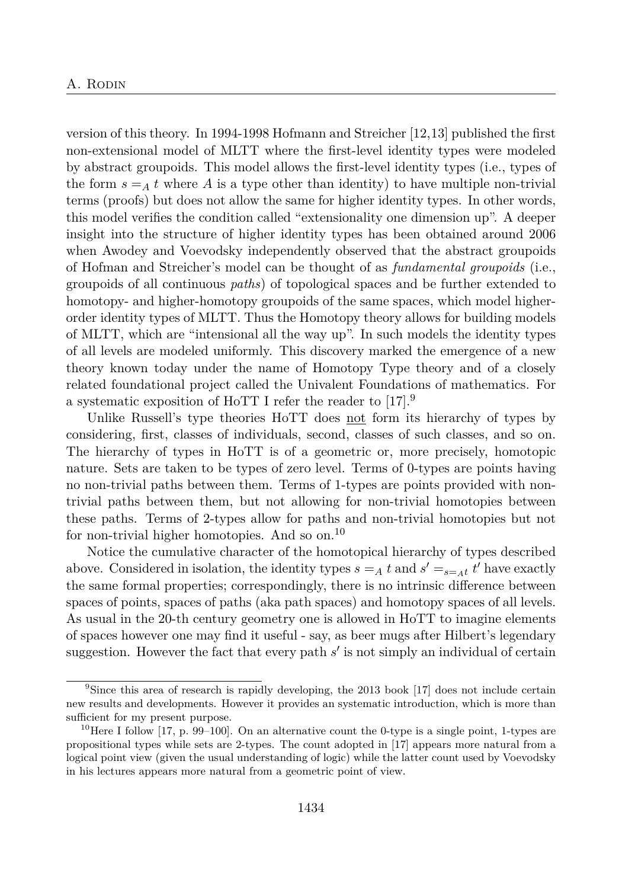version of this theory. In 1994-1998 Hofmann and Streicher [12,13] published the first non-extensional model of MLTT where the first-level identity types were modeled by abstract groupoids. This model allows the first-level identity types (i.e., types of the form $s =_A t$ where $A$ is a type other than identity) to have multiple non-trivial terms (proofs) but does not allow the same for higher identity types. In other words, this model verifies the condition called "extensionality one dimension up". A deeper insight into the structure of higher identity types has been obtained around 2006 when Awodey and Voevodsky independently observed that the abstract groupoids of Hofman and Streicher's model can be thought of as *fundamental groupoids* (i.e., groupoids of all continuous *paths*) of topological spaces and be further extended to homotopy- and higher-homotopy groupoids of the same spaces, which model higher-order identity types of MLTT. Thus the Homotopy theory allows for building models of MLTT, which are "intensional all the way up". In such models the identity types of all levels are modeled uniformly. This discovery marked the emergence of a new theory known today under the name of Homotopy Type theory and of a closely related foundational project called the Univalent Foundations of mathematics. For a systematic exposition of HoTT I refer the reader to [17].[9]

Unlike Russell's type theories HoTT does not form its hierarchy of types by considering, first, classes of individuals, second, classes of such classes, and so on. The hierarchy of types in HoTT is of a geometric or, more precisely, homotopic nature. Sets are taken to be types of zero level. Terms of 0-types are points having no non-trivial paths between them. Terms of 1-types are points provided with non-trivial paths between them, but not allowing for non-trivial homotopies between these paths. Terms of 2-types allow for paths and non-trivial homotopies but not for non-trivial higher homotopies. And so on.[10]

Notice the cumulative character of the homotopical hierarchy of types described above. Considered in isolation, the identity types $s =_A t$ and $s' =_{s=_A t} t'$ have exactly the same formal properties; correspondingly, there is no intrinsic difference between spaces of points, spaces of paths (aka path spaces) and homotopy spaces of all levels. As usual in the 20-th century geometry one is allowed in HoTT to imagine elements of spaces however one may find it useful - say, as beer mugs after Hilbert's legendary suggestion. However the fact that every path $s'$ is not simply an individual of certain

---

[9] Since this area of research is rapidly developing, the 2013 book [17] does not include certain new results and developments. However it provides an systematic introduction, which is more than sufficient for my present purpose.

[10] Here I follow [17, p. 99–100]. On an alternative count the 0-type is a single point, 1-types are propositional types while sets are 2-types. The count adopted in [17] appears more natural from a logical point view (given the usual understanding of logic) while the latter count used by Voevodsky in his lectures appears more natural from a geometric point of view.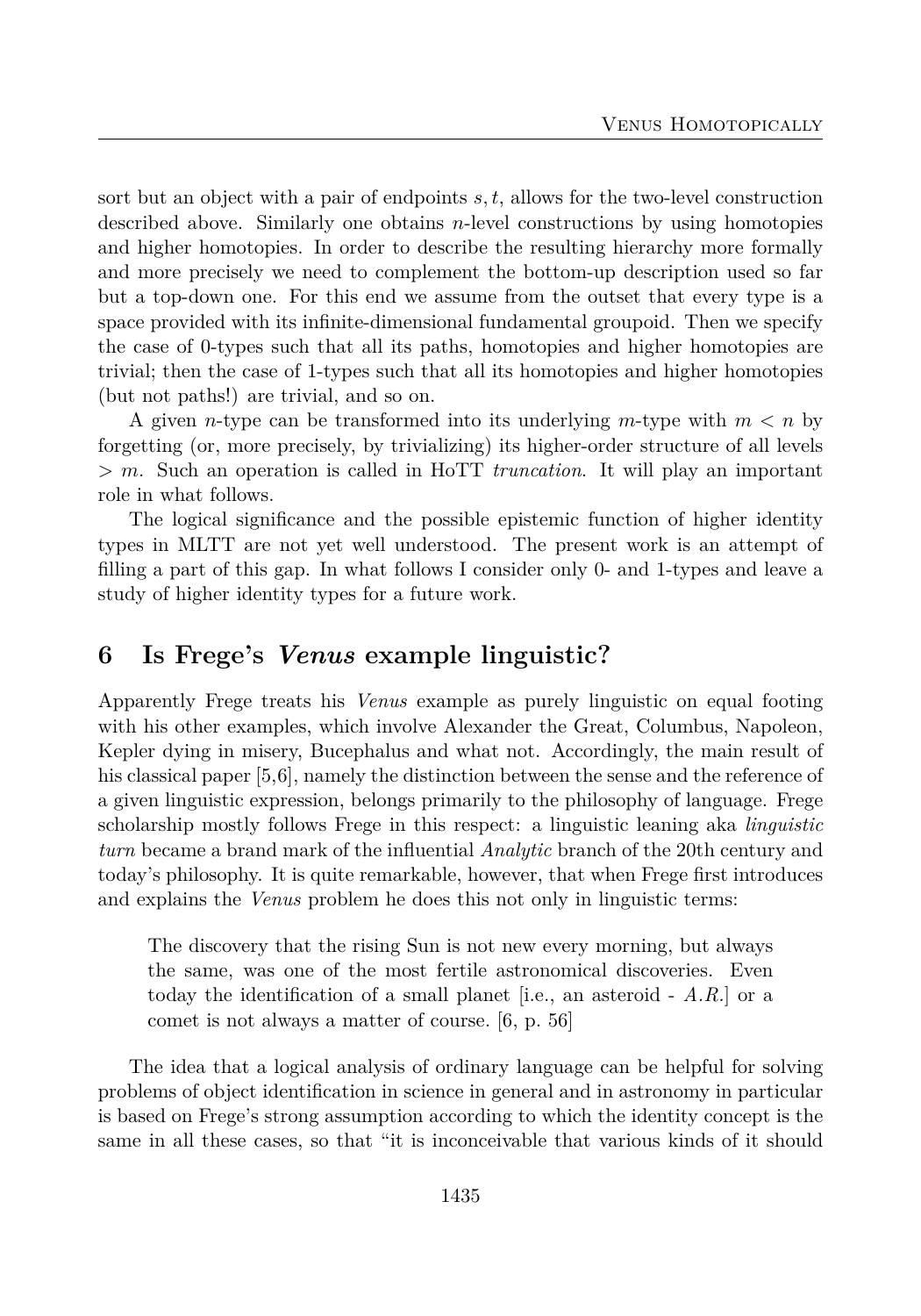sort but an object with a pair of endpoints $s, t$, allows for the two-level construction described above. Similarly one obtains $n$-level constructions by using homotopies and higher homotopies. In order to describe the resulting hierarchy more formally and more precisely we need to complement the bottom-up description used so far but a top-down one. For this end we assume from the outset that every type is a space provided with its infinite-dimensional fundamental groupoid. Then we specify the case of 0-types such that all its paths, homotopies and higher homotopies are trivial; then the case of 1-types such that all its homotopies and higher homotopies (but not paths!) are trivial, and so on.

A given $n$-type can be transformed into its underlying $m$-type with $m < n$ by forgetting (or, more precisely, by trivializing) its higher-order structure of all levels $> m$. Such an operation is called in HoTT *truncation*. It will play an important role in what follows.

The logical significance and the possible epistemic function of higher identity types in MLTT are not yet well understood. The present work is an attempt of filling a part of this gap. In what follows I consider only 0- and 1-types and leave a study of higher identity types for a future work.

## 6 Is Frege's *Venus* example linguistic?

Apparently Frege treats his *Venus* example as purely linguistic on equal footing with his other examples, which involve Alexander the Great, Columbus, Napoleon, Kepler dying in misery, Bucephalus and what not. Accordingly, the main result of his classical paper [5,6], namely the distinction between the sense and the reference of a given linguistic expression, belongs primarily to the philosophy of language. Frege scholarship mostly follows Frege in this respect: a linguistic leaning aka *linguistic turn* became a brand mark of the influential *Analytic* branch of the 20th century and today's philosophy. It is quite remarkable, however, that when Frege first introduces and explains the *Venus* problem he does this not only in linguistic terms:

> The discovery that the rising Sun is not new every morning, but always the same, was one of the most fertile astronomical discoveries. Even today the identification of a small planet [i.e., an asteroid - *A.R.*] or a comet is not always a matter of course. [6, p. 56]

The idea that a logical analysis of ordinary language can be helpful for solving problems of object identification in science in general and in astronomy in particular is based on Frege's strong assumption according to which the identity concept is the same in all these cases, so that "it is inconceivable that various kinds of it should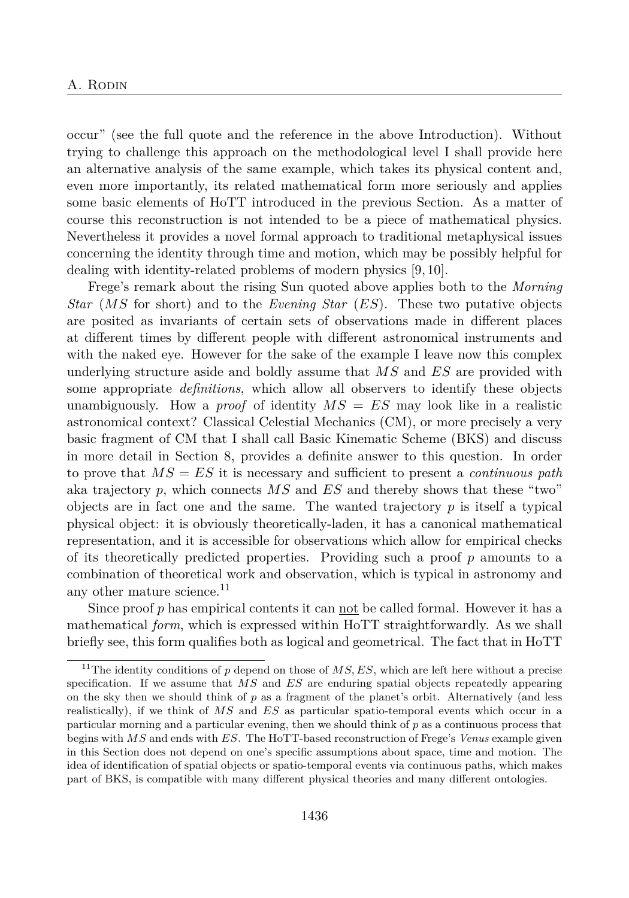occur" (see the full quote and the reference in the above Introduction). Without trying to challenge this approach on the methodological level I shall provide here an alternative analysis of the same example, which takes its physical content and, even more importantly, its related mathematical form more seriously and applies some basic elements of HoTT introduced in the previous Section. As a matter of course this reconstruction is not intended to be a piece of mathematical physics. Nevertheless it provides a novel formal approach to traditional metaphysical issues concerning the identity through time and motion, which may be possibly helpful for dealing with identity-related problems of modern physics [9, 10].

Frege's remark about the rising Sun quoted above applies both to the *Morning Star* ($MS$ for short) and to the *Evening Star* ($ES$). These two putative objects are posited as invariants of certain sets of observations made in different places at different times by different people with different astronomical instruments and with the naked eye. However for the sake of the example I leave now this complex underlying structure aside and boldly assume that $MS$ and $ES$ are provided with some appropriate *definitions*, which allow all observers to identify these objects unambiguously. How a *proof* of identity $MS = ES$ may look like in a realistic astronomical context? Classical Celestial Mechanics (CM), or more precisely a very basic fragment of CM that I shall call Basic Kinematic Scheme (BKS) and discuss in more detail in Section 8, provides a definite answer to this question. In order to prove that $MS = ES$ it is necessary and sufficient to present a *continuous path* aka trajectory $p$, which connects $MS$ and $ES$ and thereby shows that these "two" objects are in fact one and the same. The wanted trajectory $p$ is itself a typical physical object: it is obviously theoretically-laden, it has a canonical mathematical representation, and it is accessible for observations which allow for empirical checks of its theoretically predicted properties. Providing such a proof $p$ amounts to a combination of theoretical work and observation, which is typical in astronomy and any other mature science.[11]

Since proof $p$ has empirical contents it can not be called formal. However it has a mathematical *form*, which is expressed within HoTT straightforwardly. As we shall briefly see, this form qualifies both as logical and geometrical. The fact that in HoTT

[11] The identity conditions of $p$ depend on those of $MS, ES$, which are left here without a precise specification. If we assume that $MS$ and $ES$ are enduring spatial objects repeatedly appearing on the sky then we should think of $p$ as a fragment of the planet's orbit. Alternatively (and less realistically), if we think of $MS$ and $ES$ as particular spatio-temporal events which occur in a particular morning and a particular evening, then we should think of $p$ as a continuous process that begins with $MS$ and ends with $ES$. The HoTT-based reconstruction of Frege's *Venus* example given in this Section does not depend on one's specific assumptions about space, time and motion. The idea of identification of spatial objects or spatio-temporal events via continuous paths, which makes part of BKS, is compatible with many different physical theories and many different ontologies.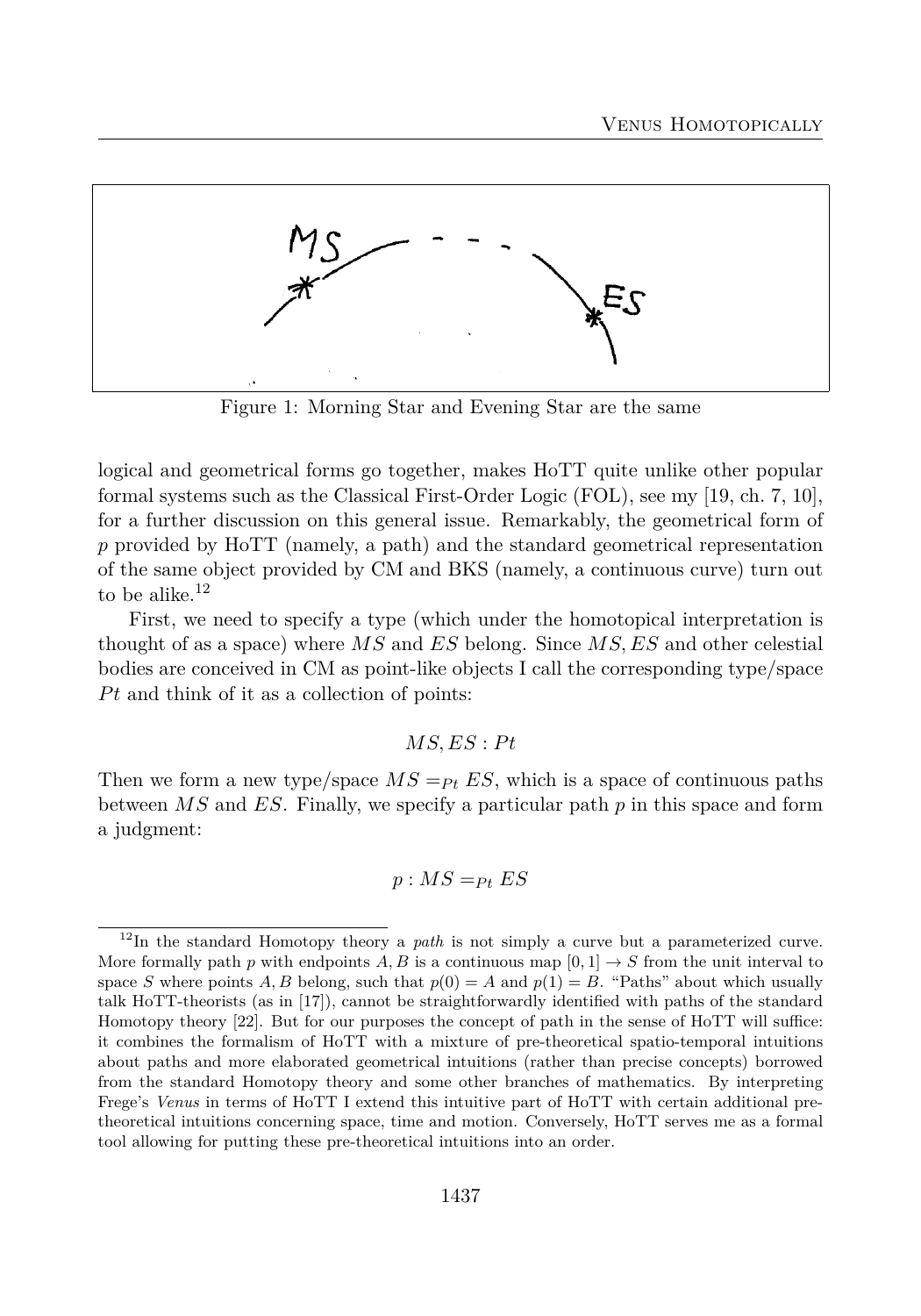Figure 1: Morning Star and Evening Star are the same

logical and geometrical forms go together, makes HoTT quite unlike other popular formal systems such as the Classical First-Order Logic (FOL), see my [19, ch. 7, 10], for a further discussion on this general issue. Remarkably, the geometrical form of $p$ provided by HoTT (namely, a path) and the standard geometrical representation of the same object provided by CM and BKS (namely, a continuous curve) turn out to be alike.[12]

First, we need to specify a type (which under the homotopical interpretation is thought of as a space) where $MS$ and $ES$ belong. Since $MS, ES$ and other celestial bodies are conceived in CM as point-like objects I call the corresponding type/space $Pt$ and think of it as a collection of points:

$$MS, ES : Pt$$

Then we form a new type/space $MS =_{Pt} ES$, which is a space of continuous paths between $MS$ and $ES$. Finally, we specify a particular path $p$ in this space and form a judgment:

$$p : MS =_{Pt} ES$$

[12] In the standard Homotopy theory a *path* is not simply a curve but a parameterized curve. More formally path $p$ with endpoints $A, B$ is a continuous map $[0, 1] \to S$ from the unit interval to space $S$ where points $A, B$ belong, such that $p(0) = A$ and $p(1) = B$. "Paths" about which usually talk HoTT-theorists (as in [17]), cannot be straightforwardly identified with paths of the standard Homotopy theory [22]. But for our purposes the concept of path in the sense of HoTT will suffice: it combines the formalism of HoTT with a mixture of pre-theoretical spatio-temporal intuitions about paths and more elaborated geometrical intuitions (rather than precise concepts) borrowed from the standard Homotopy theory and some other branches of mathematics. By interpreting Frege's *Venus* in terms of HoTT I extend this intuitive part of HoTT with certain additional pre-theoretical intuitions concerning space, time and motion. Conversely, HoTT serves me as a formal tool allowing for putting these pre-theoretical intuitions into an order.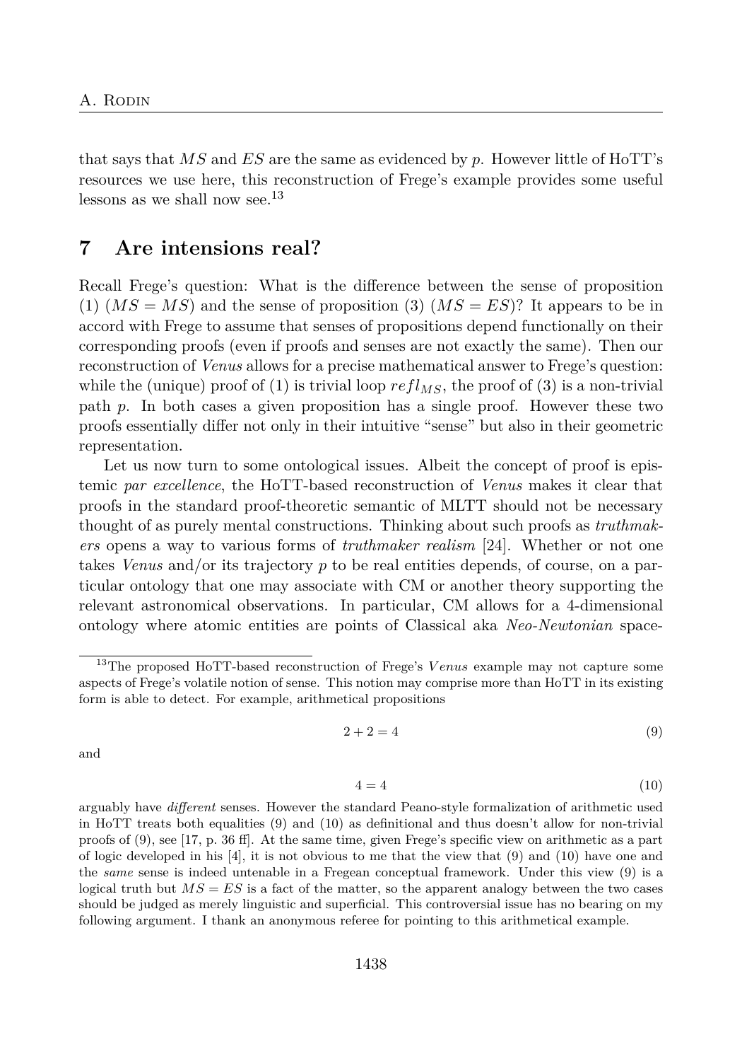that says that $MS$ and $ES$ are the same as evidenced by $p$. However little of HoTT's resources we use here, this reconstruction of Frege's example provides some useful lessons as we shall now see.[13]

## 7 Are intensions real?

Recall Frege's question: What is the difference between the sense of proposition (1) ($MS = MS$) and the sense of proposition (3) ($MS = ES$)? It appears to be in accord with Frege to assume that senses of propositions depend functionally on their corresponding proofs (even if proofs and senses are not exactly the same). Then our reconstruction of *Venus* allows for a precise mathematical answer to Frege's question: while the (unique) proof of (1) is trivial loop $refl_{MS}$, the proof of (3) is a non-trivial path $p$. In both cases a given proposition has a single proof. However these two proofs essentially differ not only in their intuitive "sense" but also in their geometric representation.

Let us now turn to some ontological issues. Albeit the concept of proof is epistemic *par excellence*, the HoTT-based reconstruction of *Venus* makes it clear that proofs in the standard proof-theoretic semantic of MLTT should not be necessary thought of as purely mental constructions. Thinking about such proofs as *truthmakers* opens a way to various forms of *truthmaker realism* [24]. Whether or not one takes *Venus* and/or its trajectory $p$ to be real entities depends, of course, on a particular ontology that one may associate with CM or another theory supporting the relevant astronomical observations. In particular, CM allows for a 4-dimensional ontology where atomic entities are points of Classical aka *Neo-Newtonian* space-

[13] The proposed HoTT-based reconstruction of Frege's *Venus* example may not capture some aspects of Frege's volatile notion of sense. This notion may comprise more than HoTT in its existing form is able to detect. For example, arithmetical propositions

$$2 + 2 = 4 \tag{9}$$

and

$$4 = 4 \tag{10}$$

arguably have *different* senses. However the standard Peano-style formalization of arithmetic used in HoTT treats both equalities (9) and (10) as definitional and thus doesn't allow for non-trivial proofs of (9), see [17, p. 36 ff]. At the same time, given Frege's specific view on arithmetic as a part of logic developed in his [4], it is not obvious to me that the view that (9) and (10) have one and the *same* sense is indeed untenable in a Fregean conceptual framework. Under this view (9) is a logical truth but $MS = ES$ is a fact of the matter, so the apparent analogy between the two cases should be judged as merely linguistic and superficial. This controversial issue has no bearing on my following argument. I thank an anonymous referee for pointing to this arithmetical example.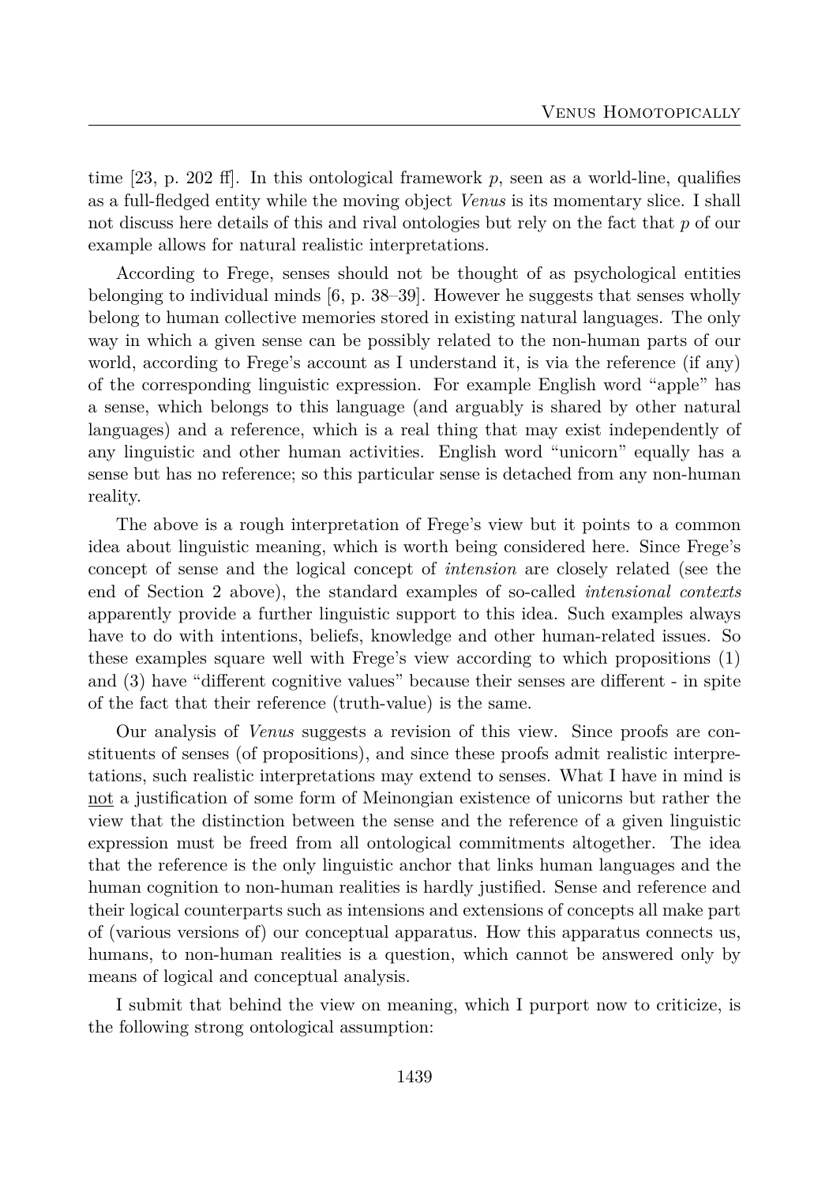time [23, p. 202 ff]. In this ontological framework $p$, seen as a world-line, qualifies as a full-fledged entity while the moving object *Venus* is its momentary slice. I shall not discuss here details of this and rival ontologies but rely on the fact that $p$ of our example allows for natural realistic interpretations.

According to Frege, senses should not be thought of as psychological entities belonging to individual minds [6, p. 38–39]. However he suggests that senses wholly belong to human collective memories stored in existing natural languages. The only way in which a given sense can be possibly related to the non-human parts of our world, according to Frege's account as I understand it, is via the reference (if any) of the corresponding linguistic expression. For example English word "apple" has a sense, which belongs to this language (and arguably is shared by other natural languages) and a reference, which is a real thing that may exist independently of any linguistic and other human activities. English word "unicorn" equally has a sense but has no reference; so this particular sense is detached from any non-human reality.

The above is a rough interpretation of Frege's view but it points to a common idea about linguistic meaning, which is worth being considered here. Since Frege's concept of sense and the logical concept of *intension* are closely related (see the end of Section 2 above), the standard examples of so-called *intensional contexts* apparently provide a further linguistic support to this idea. Such examples always have to do with intentions, beliefs, knowledge and other human-related issues. So these examples square well with Frege's view according to which propositions (1) and (3) have "different cognitive values" because their senses are different - in spite of the fact that their reference (truth-value) is the same.

Our analysis of *Venus* suggests a revision of this view. Since proofs are constituents of senses (of propositions), and since these proofs admit realistic interpretations, such realistic interpretations may extend to senses. What I have in mind is <u>not</u> a justification of some form of Meinongian existence of unicorns but rather the view that the distinction between the sense and the reference of a given linguistic expression must be freed from all ontological commitments altogether. The idea that the reference is the only linguistic anchor that links human languages and the human cognition to non-human realities is hardly justified. Sense and reference and their logical counterparts such as intensions and extensions of concepts all make part of (various versions of) our conceptual apparatus. How this apparatus connects us, humans, to non-human realities is a question, which cannot be answered only by means of logical and conceptual analysis.

I submit that behind the view on meaning, which I purport now to criticize, is the following strong ontological assumption: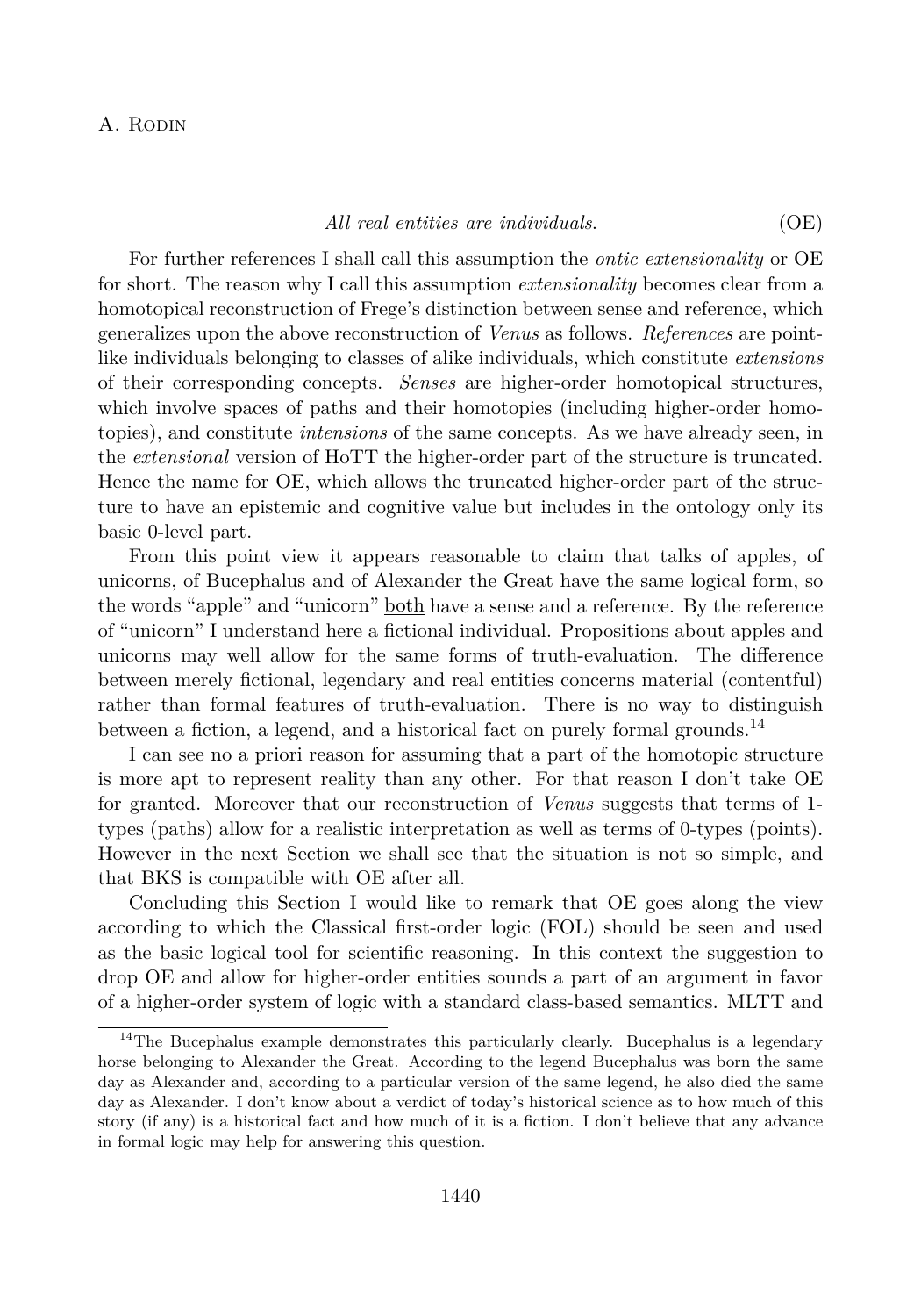*All real entities are individuals.* (OE)

For further references I shall call this assumption the *ontic extensionality* or OE for short. The reason why I call this assumption *extensionality* becomes clear from a homotopical reconstruction of Frege's distinction between sense and reference, which generalizes upon the above reconstruction of *Venus* as follows. *References* are point-like individuals belonging to classes of alike individuals, which constitute *extensions* of their corresponding concepts. *Senses* are higher-order homotopical structures, which involve spaces of paths and their homotopies (including higher-order homotopies), and constitute *intensions* of the same concepts. As we have already seen, in the *extensional* version of HoTT the higher-order part of the structure is truncated. Hence the name for OE, which allows the truncated higher-order part of the structure to have an epistemic and cognitive value but includes in the ontology only its basic 0-level part.

From this point view it appears reasonable to claim that talks of apples, of unicorns, of Bucephalus and of Alexander the Great have the same logical form, so the words "apple" and "unicorn" <u>both</u> have a sense and a reference. By the reference of "unicorn" I understand here a fictional individual. Propositions about apples and unicorns may well allow for the same forms of truth-evaluation. The difference between merely fictional, legendary and real entities concerns material (contentful) rather than formal features of truth-evaluation. There is no way to distinguish between a fiction, a legend, and a historical fact on purely formal grounds.[14]

I can see no a priori reason for assuming that a part of the homotopic structure is more apt to represent reality than any other. For that reason I don't take OE for granted. Moreover that our reconstruction of *Venus* suggests that terms of 1-types (paths) allow for a realistic interpretation as well as terms of 0-types (points). However in the next Section we shall see that the situation is not so simple, and that BKS is compatible with OE after all.

Concluding this Section I would like to remark that OE goes along the view according to which the Classical first-order logic (FOL) should be seen and used as the basic logical tool for scientific reasoning. In this context the suggestion to drop OE and allow for higher-order entities sounds a part of an argument in favor of a higher-order system of logic with a standard class-based semantics. MLTT and

---

[14] The Bucephalus example demonstrates this particularly clearly. Bucephalus is a legendary horse belonging to Alexander the Great. According to the legend Bucephalus was born the same day as Alexander and, according to a particular version of the same legend, he also died the same day as Alexander. I don't know about a verdict of today's historical science as to how much of this story (if any) is a historical fact and how much of it is a fiction. I don't believe that any advance in formal logic may help for answering this question.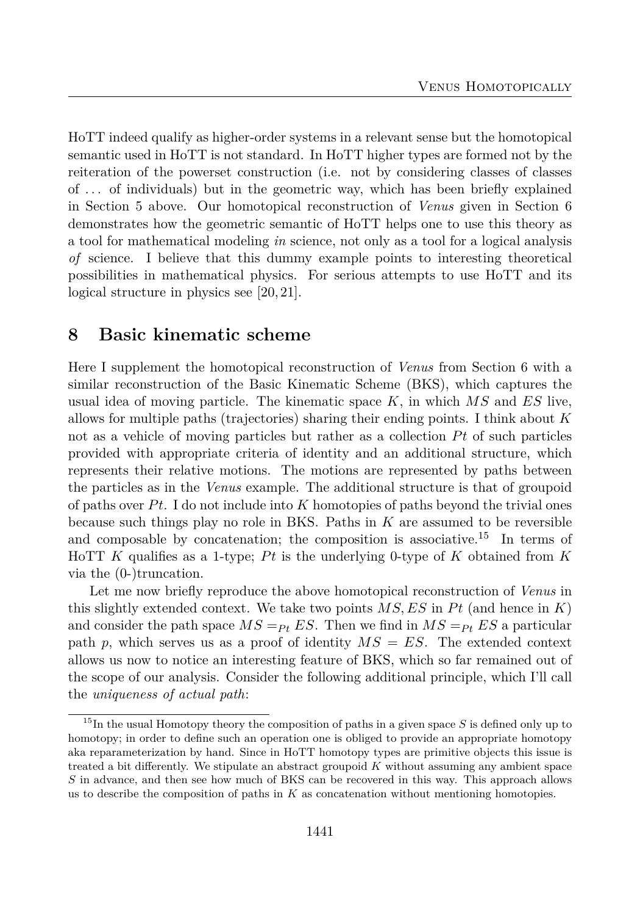HoTT indeed qualify as higher-order systems in a relevant sense but the homotopical semantic used in HoTT is not standard. In HoTT higher types are formed not by the reiteration of the powerset construction (i.e. not by considering classes of classes of ... of individuals) but in the geometric way, which has been briefly explained in Section 5 above. Our homotopical reconstruction of *Venus* given in Section 6 demonstrates how the geometric semantic of HoTT helps one to use this theory as a tool for mathematical modeling *in* science, not only as a tool for a logical analysis *of* science. I believe that this dummy example points to interesting theoretical possibilities in mathematical physics. For serious attempts to use HoTT and its logical structure in physics see [20, 21].

## 8 Basic kinematic scheme

Here I supplement the homotopical reconstruction of *Venus* from Section 6 with a similar reconstruction of the Basic Kinematic Scheme (BKS), which captures the usual idea of moving particle. The kinematic space $K$, in which $MS$ and $ES$ live, allows for multiple paths (trajectories) sharing their ending points. I think about $K$ not as a vehicle of moving particles but rather as a collection $Pt$ of such particles provided with appropriate criteria of identity and an additional structure, which represents their relative motions. The motions are represented by paths between the particles as in the *Venus* example. The additional structure is that of groupoid of paths over $Pt$. I do not include into $K$ homotopies of paths beyond the trivial ones because such things play no role in BKS. Paths in $K$ are assumed to be reversible and composable by concatenation; the composition is associative.[15] In terms of HoTT $K$ qualifies as a 1-type; $Pt$ is the underlying 0-type of $K$ obtained from $K$ via the (0-)truncation.

Let me now briefly reproduce the above homotopical reconstruction of *Venus* in this slightly extended context. We take two points $MS, ES$ in $Pt$ (and hence in $K$) and consider the path space $MS =_{Pt} ES$. Then we find in $MS =_{Pt} ES$ a particular path $p$, which serves us as a proof of identity $MS = ES$. The extended context allows us now to notice an interesting feature of BKS, which so far remained out of the scope of our analysis. Consider the following additional principle, which I'll call the *uniqueness of actual path*:

[15] In the usual Homotopy theory the composition of paths in a given space $S$ is defined only up to homotopy; in order to define such an operation one is obliged to provide an appropriate homotopy aka reparameterization by hand. Since in HoTT homotopy types are primitive objects this issue is treated a bit differently. We stipulate an abstract groupoid $K$ without assuming any ambient space $S$ in advance, and then see how much of BKS can be recovered in this way. This approach allows us to describe the composition of paths in $K$ as concatenation without mentioning homotopies.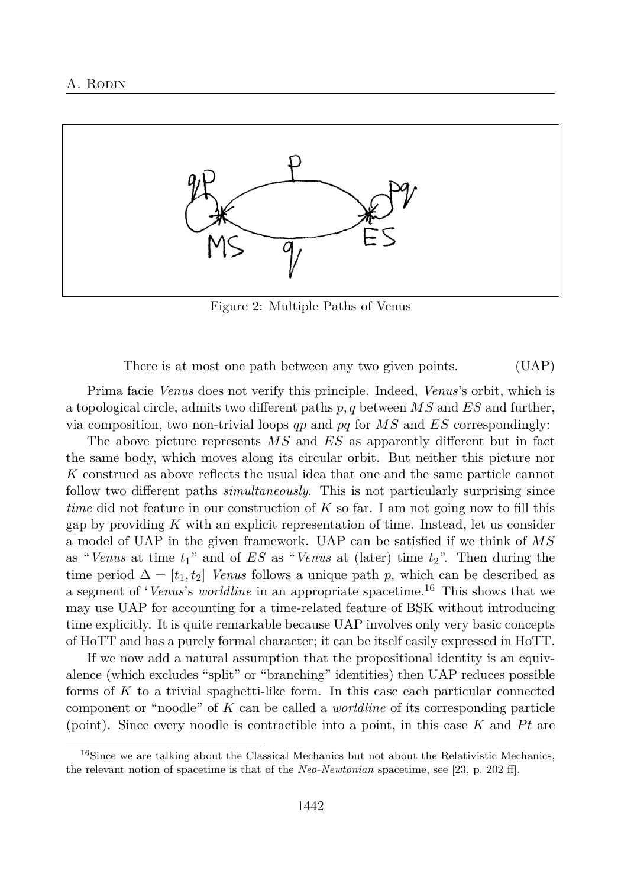Figure 2: Multiple Paths of Venus

There is at most one path between any two given points. (UAP)

Prima facie *Venus* does not verify this principle. Indeed, *Venus*'s orbit, which is a topological circle, admits two different paths $p, q$ between $MS$ and $ES$ and further, via composition, two non-trivial loops $qp$ and $pq$ for $MS$ and $ES$ correspondingly:

The above picture represents $MS$ and $ES$ as apparently different but in fact the same body, which moves along its circular orbit. But neither this picture nor $K$ construed as above reflects the usual idea that one and the same particle cannot follow two different paths *simultaneously*. This is not particularly surprising since *time* did not feature in our construction of $K$ so far. I am not going now to fill this gap by providing $K$ with an explicit representation of time. Instead, let us consider a model of UAP in the given framework. UAP can be satisfied if we think of $MS$ as "*Venus* at time $t_1$" and of $ES$ as "*Venus* at (later) time $t_2$". Then during the time period $\Delta = [t_1, t_2]$ *Venus* follows a unique path $p$, which can be described as a segment of '*Venus*'s *worldline* in an appropriate spacetime.[16] This shows that we may use UAP for accounting for a time-related feature of BSK without introducing time explicitly. It is quite remarkable because UAP involves only very basic concepts of HoTT and has a purely formal character; it can be itself easily expressed in HoTT.

If we now add a natural assumption that the propositional identity is an equivalence (which excludes "split" or "branching" identities) then UAP reduces possible forms of $K$ to a trivial spaghetti-like form. In this case each particular connected component or "noodle" of $K$ can be called a *worldline* of its corresponding particle (point). Since every noodle is contractible into a point, in this case $K$ and $Pt$ are

[16] Since we are talking about the Classical Mechanics but not about the Relativistic Mechanics, the relevant notion of spacetime is that of the *Neo-Newtonian* spacetime, see [23, p. 202 ff].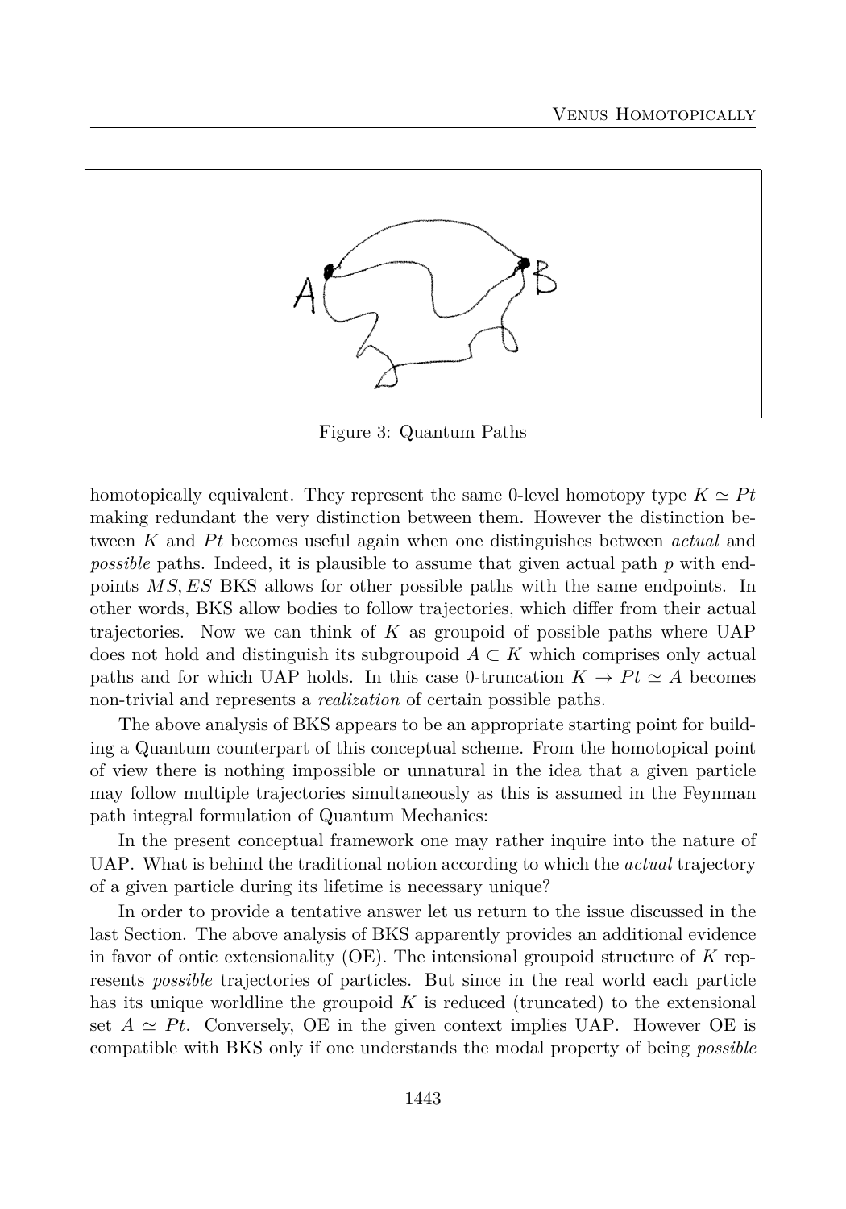Figure 3: Quantum Paths

homotopically equivalent. They represent the same 0-level homotopy type $K \simeq Pt$ making redundant the very distinction between them. However the distinction between $K$ and $Pt$ becomes useful again when one distinguishes between *actual* and *possible* paths. Indeed, it is plausible to assume that given actual path $p$ with endpoints $MS, ES$ BKS allows for other possible paths with the same endpoints. In other words, BKS allow bodies to follow trajectories, which differ from their actual trajectories. Now we can think of $K$ as groupoid of possible paths where UAP does not hold and distinguish its subgroupoid $A \subset K$ which comprises only actual paths and for which UAP holds. In this case 0-truncation $K \to Pt \simeq A$ becomes non-trivial and represents a *realization* of certain possible paths.

The above analysis of BKS appears to be an appropriate starting point for building a Quantum counterpart of this conceptual scheme. From the homotopical point of view there is nothing impossible or unnatural in the idea that a given particle may follow multiple trajectories simultaneously as this is assumed in the Feynman path integral formulation of Quantum Mechanics:

In the present conceptual framework one may rather inquire into the nature of UAP. What is behind the traditional notion according to which the *actual* trajectory of a given particle during its lifetime is necessary unique?

In order to provide a tentative answer let us return to the issue discussed in the last Section. The above analysis of BKS apparently provides an additional evidence in favor of ontic extensionality (OE). The intensional groupoid structure of $K$ represents *possible* trajectories of particles. But since in the real world each particle has its unique worldline the groupoid $K$ is reduced (truncated) to the extensional set $A \simeq Pt$. Conversely, OE in the given context implies UAP. However OE is compatible with BKS only if one understands the modal property of being *possible*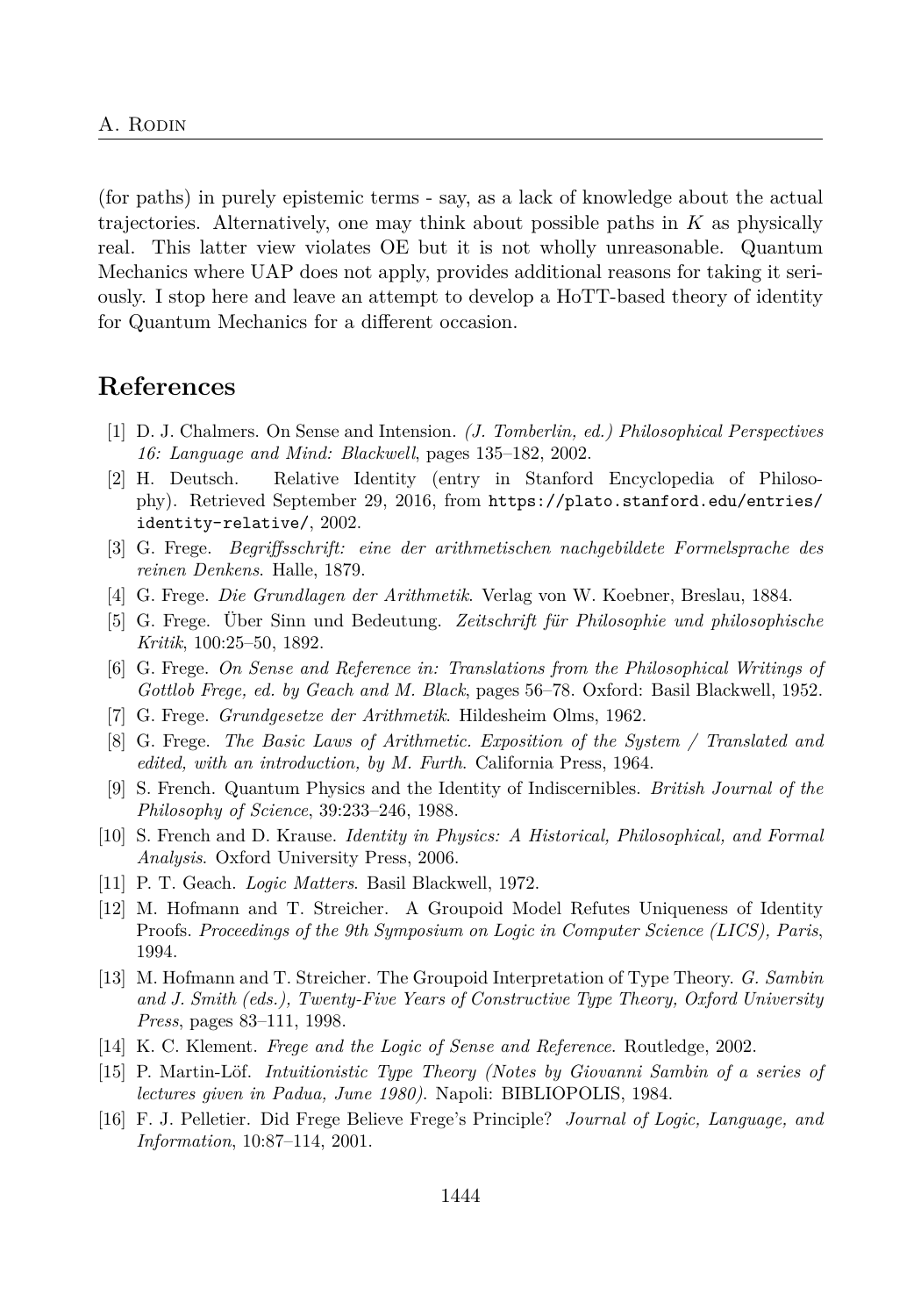(for paths) in purely epistemic terms - say, as a lack of knowledge about the actual trajectories. Alternatively, one may think about possible paths in $K$ as physically real. This latter view violates OE but it is not wholly unreasonable. Quantum Mechanics where UAP does not apply, provides additional reasons for taking it seriously. I stop here and leave an attempt to develop a HoTT-based theory of identity for Quantum Mechanics for a different occasion.

## References

[1] D. J. Chalmers. On Sense and Intension. *(J. Tomberlin, ed.) Philosophical Perspectives 16: Language and Mind: Blackwell*, pages 135–182, 2002.

[2] H. Deutsch. Relative Identity (entry in Stanford Encyclopedia of Philosophy). Retrieved September 29, 2016, from `https://plato.stanford.edu/entries/identity-relative/`, 2002.

[3] G. Frege. *Begriffsschrift: eine der arithmetischen nachgebildete Formelsprache des reinen Denkens*. Halle, 1879.

[4] G. Frege. *Die Grundlagen der Arithmetik*. Verlag von W. Koebner, Breslau, 1884.

[5] G. Frege. Über Sinn und Bedeutung. *Zeitschrift für Philosophie und philosophische Kritik*, 100:25–50, 1892.

[6] G. Frege. *On Sense and Reference in: Translations from the Philosophical Writings of Gottlob Frege, ed. by Geach and M. Black*, pages 56–78. Oxford: Basil Blackwell, 1952.

[7] G. Frege. *Grundgesetze der Arithmetik*. Hildesheim Olms, 1962.

[8] G. Frege. *The Basic Laws of Arithmetic. Exposition of the System / Translated and edited, with an introduction, by M. Furth*. California Press, 1964.

[9] S. French. Quantum Physics and the Identity of Indiscernibles. *British Journal of the Philosophy of Science*, 39:233–246, 1988.

[10] S. French and D. Krause. *Identity in Physics: A Historical, Philosophical, and Formal Analysis*. Oxford University Press, 2006.

[11] P. T. Geach. *Logic Matters*. Basil Blackwell, 1972.

[12] M. Hofmann and T. Streicher. A Groupoid Model Refutes Uniqueness of Identity Proofs. *Proceedings of the 9th Symposium on Logic in Computer Science (LICS), Paris*, 1994.

[13] M. Hofmann and T. Streicher. The Groupoid Interpretation of Type Theory. *G. Sambin and J. Smith (eds.), Twenty-Five Years of Constructive Type Theory, Oxford University Press*, pages 83–111, 1998.

[14] K. C. Klement. *Frege and the Logic of Sense and Reference*. Routledge, 2002.

[15] P. Martin-Löf. *Intuitionistic Type Theory (Notes by Giovanni Sambin of a series of lectures given in Padua, June 1980)*. Napoli: BIBLIOPOLIS, 1984.

[16] F. J. Pelletier. Did Frege Believe Frege's Principle? *Journal of Logic, Language, and Information*, 10:87–114, 2001.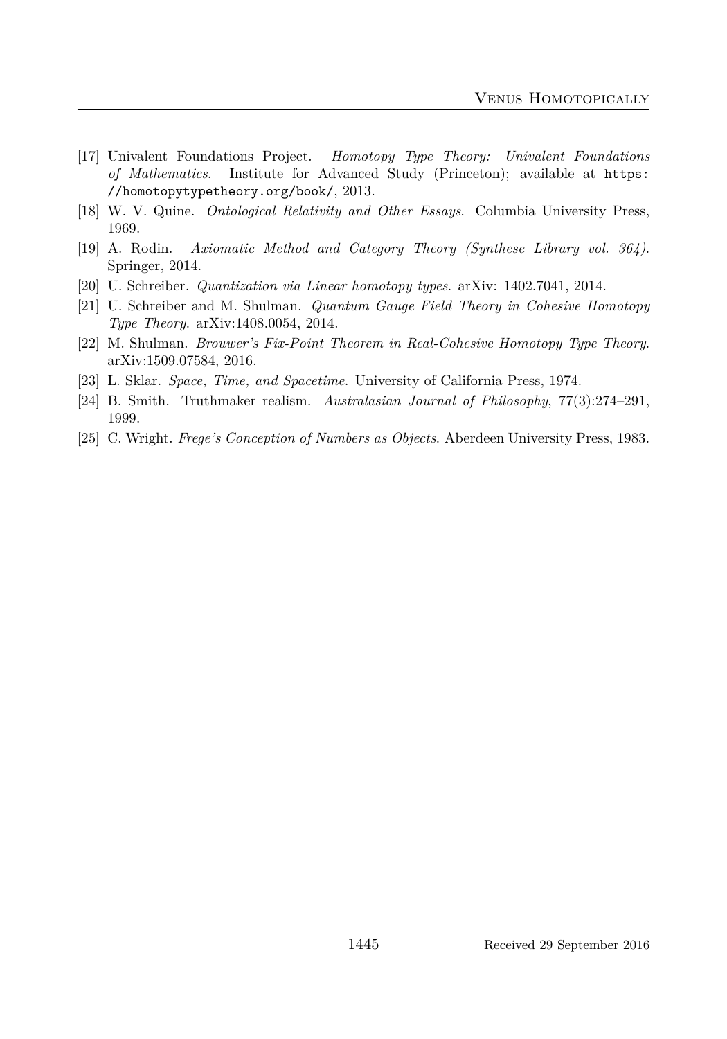[17] Univalent Foundations Project. *Homotopy Type Theory: Univalent Foundations of Mathematics*. Institute for Advanced Study (Princeton); available at `https://homotopytypetheory.org/book/`, 2013.

[18] W. V. Quine. *Ontological Relativity and Other Essays*. Columbia University Press, 1969.

[19] A. Rodin. *Axiomatic Method and Category Theory (Synthese Library vol. 364)*. Springer, 2014.

[20] U. Schreiber. *Quantization via Linear homotopy types*. arXiv: 1402.7041, 2014.

[21] U. Schreiber and M. Shulman. *Quantum Gauge Field Theory in Cohesive Homotopy Type Theory*. arXiv:1408.0054, 2014.

[22] M. Shulman. *Brouwer's Fix-Point Theorem in Real-Cohesive Homotopy Type Theory*. arXiv:1509.07584, 2016.

[23] L. Sklar. *Space, Time, and Spacetime*. University of California Press, 1974.

[24] B. Smith. Truthmaker realism. *Australasian Journal of Philosophy*, 77(3):274–291, 1999.

[25] C. Wright. *Frege's Conception of Numbers as Objects*. Aberdeen University Press, 1983.

Received 29 September 2016